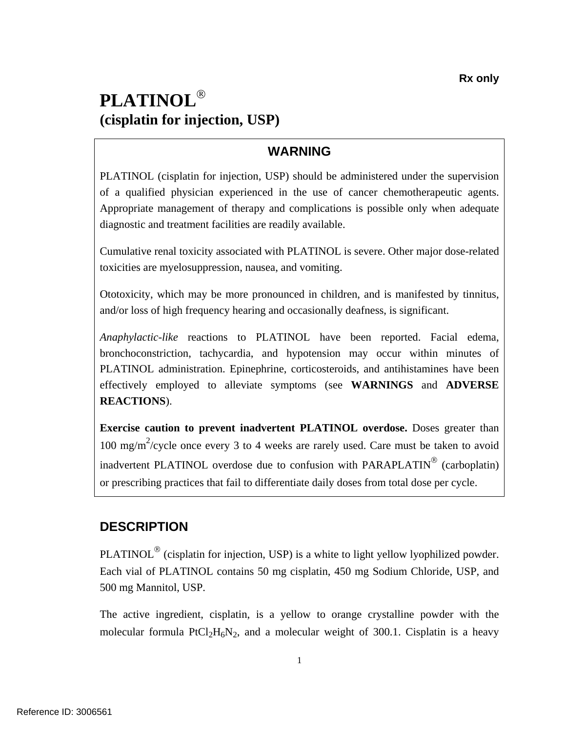**Rx only**

# PLATINOL®

## (cisplatin for injection, USP)

> **WARNING**
>
> PLATINOL (cisplatin for injection, USP) should be administered under the supervision of a qualified physician experienced in the use of cancer chemotherapeutic agents. Appropriate management of therapy and complications is possible only when adequate diagnostic and treatment facilities are readily available.
>
> Cumulative renal toxicity associated with PLATINOL is severe. Other major dose-related toxicities are myelosuppression, nausea, and vomiting.
>
> Ototoxicity, which may be more pronounced in children, and is manifested by tinnitus, and/or loss of high frequency hearing and occasionally deafness, is significant.
>
> *Anaphylactic-like* reactions to PLATINOL have been reported. Facial edema, bronchoconstriction, tachycardia, and hypotension may occur within minutes of PLATINOL administration. Epinephrine, corticosteroids, and antihistamines have been effectively employed to alleviate symptoms (see **WARNINGS** and **ADVERSE REACTIONS**).
>
> **Exercise caution to prevent inadvertent PLATINOL overdose.** Doses greater than 100 mg/m$^2$/cycle once every 3 to 4 weeks are rarely used. Care must be taken to avoid inadvertent PLATINOL overdose due to confusion with PARAPLATIN® (carboplatin) or prescribing practices that fail to differentiate daily doses from total dose per cycle.

## DESCRIPTION

PLATINOL® (cisplatin for injection, USP) is a white to light yellow lyophilized powder. Each vial of PLATINOL contains 50 mg cisplatin, 450 mg Sodium Chloride, USP, and 500 mg Mannitol, USP.

The active ingredient, cisplatin, is a yellow to orange crystalline powder with the molecular formula $PtCl_2H_6N_2$, and a molecular weight of 300.1. Cisplatin is a heavy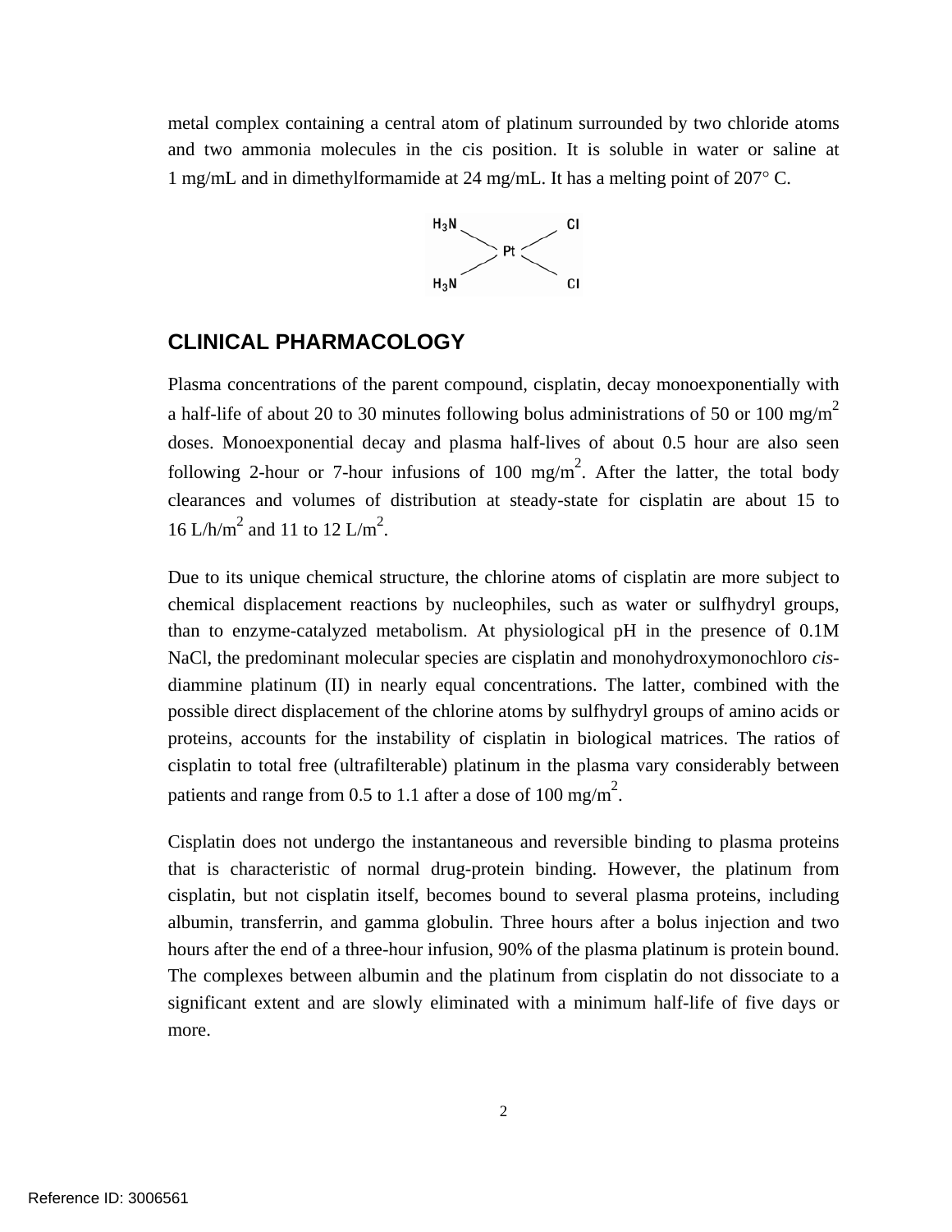metal complex containing a central atom of platinum surrounded by two chloride atoms and two ammonia molecules in the cis position. It is soluble in water or saline at 1 mg/mL and in dimethylformamide at 24 mg/mL. It has a melting point of 207° C.

## CLINICAL PHARMACOLOGY

Plasma concentrations of the parent compound, cisplatin, decay monoexponentially with a half-life of about 20 to 30 minutes following bolus administrations of 50 or 100 mg/$m^2$ doses. Monoexponential decay and plasma half-lives of about 0.5 hour are also seen following 2-hour or 7-hour infusions of 100 mg/$m^2$. After the latter, the total body clearances and volumes of distribution at steady-state for cisplatin are about 15 to 16 L/h/$m^2$ and 11 to 12 L/$m^2$.

Due to its unique chemical structure, the chlorine atoms of cisplatin are more subject to chemical displacement reactions by nucleophiles, such as water or sulfhydryl groups, than to enzyme-catalyzed metabolism. At physiological pH in the presence of 0.1M NaCl, the predominant molecular species are cisplatin and monohydroxymonochloro *cis*-diammine platinum (II) in nearly equal concentrations. The latter, combined with the possible direct displacement of the chlorine atoms by sulfhydryl groups of amino acids or proteins, accounts for the instability of cisplatin in biological matrices. The ratios of cisplatin to total free (ultrafilterable) platinum in the plasma vary considerably between patients and range from 0.5 to 1.1 after a dose of 100 mg/$m^2$.

Cisplatin does not undergo the instantaneous and reversible binding to plasma proteins that is characteristic of normal drug-protein binding. However, the platinum from cisplatin, but not cisplatin itself, becomes bound to several plasma proteins, including albumin, transferrin, and gamma globulin. Three hours after a bolus injection and two hours after the end of a three-hour infusion, 90% of the plasma platinum is protein bound. The complexes between albumin and the platinum from cisplatin do not dissociate to a significant extent and are slowly eliminated with a minimum half-life of five days or more.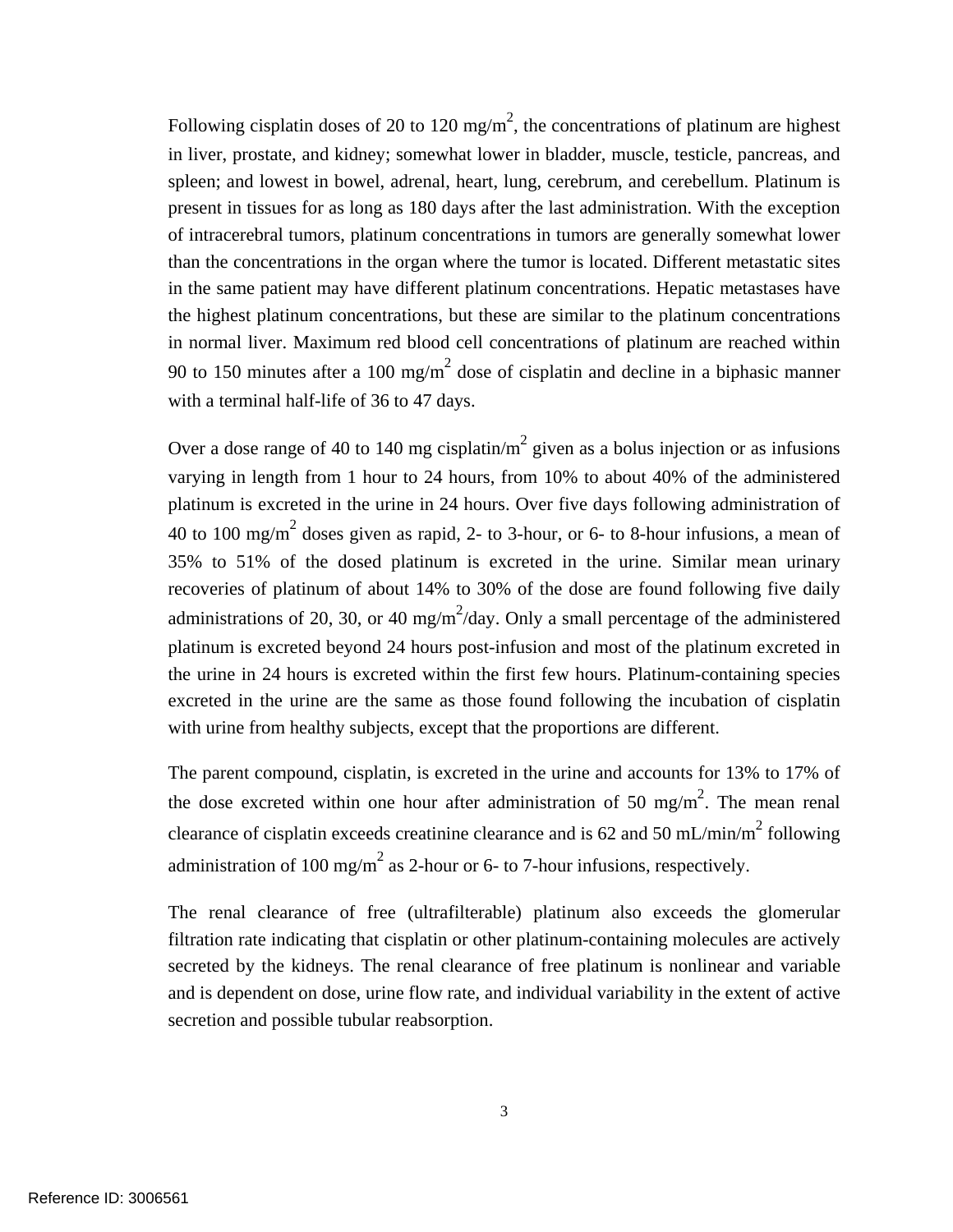Following cisplatin doses of 20 to 120 mg/$m^2$, the concentrations of platinum are highest in liver, prostate, and kidney; somewhat lower in bladder, muscle, testicle, pancreas, and spleen; and lowest in bowel, adrenal, heart, lung, cerebrum, and cerebellum. Platinum is present in tissues for as long as 180 days after the last administration. With the exception of intracerebral tumors, platinum concentrations in tumors are generally somewhat lower than the concentrations in the organ where the tumor is located. Different metastatic sites in the same patient may have different platinum concentrations. Hepatic metastases have the highest platinum concentrations, but these are similar to the platinum concentrations in normal liver. Maximum red blood cell concentrations of platinum are reached within 90 to 150 minutes after a 100 mg/$m^2$ dose of cisplatin and decline in a biphasic manner with a terminal half-life of 36 to 47 days.

Over a dose range of 40 to 140 mg cisplatin/$m^2$ given as a bolus injection or as infusions varying in length from 1 hour to 24 hours, from 10% to about 40% of the administered platinum is excreted in the urine in 24 hours. Over five days following administration of 40 to 100 mg/$m^2$ doses given as rapid, 2- to 3-hour, or 6- to 8-hour infusions, a mean of 35% to 51% of the dosed platinum is excreted in the urine. Similar mean urinary recoveries of platinum of about 14% to 30% of the dose are found following five daily administrations of 20, 30, or 40 mg/$m^2$/day. Only a small percentage of the administered platinum is excreted beyond 24 hours post-infusion and most of the platinum excreted in the urine in 24 hours is excreted within the first few hours. Platinum-containing species excreted in the urine are the same as those found following the incubation of cisplatin with urine from healthy subjects, except that the proportions are different.

The parent compound, cisplatin, is excreted in the urine and accounts for 13% to 17% of the dose excreted within one hour after administration of 50 mg/$m^2$. The mean renal clearance of cisplatin exceeds creatinine clearance and is 62 and 50 mL/min/$m^2$ following administration of 100 mg/$m^2$ as 2-hour or 6- to 7-hour infusions, respectively.

The renal clearance of free (ultrafilterable) platinum also exceeds the glomerular filtration rate indicating that cisplatin or other platinum-containing molecules are actively secreted by the kidneys. The renal clearance of free platinum is nonlinear and variable and is dependent on dose, urine flow rate, and individual variability in the extent of active secretion and possible tubular reabsorption.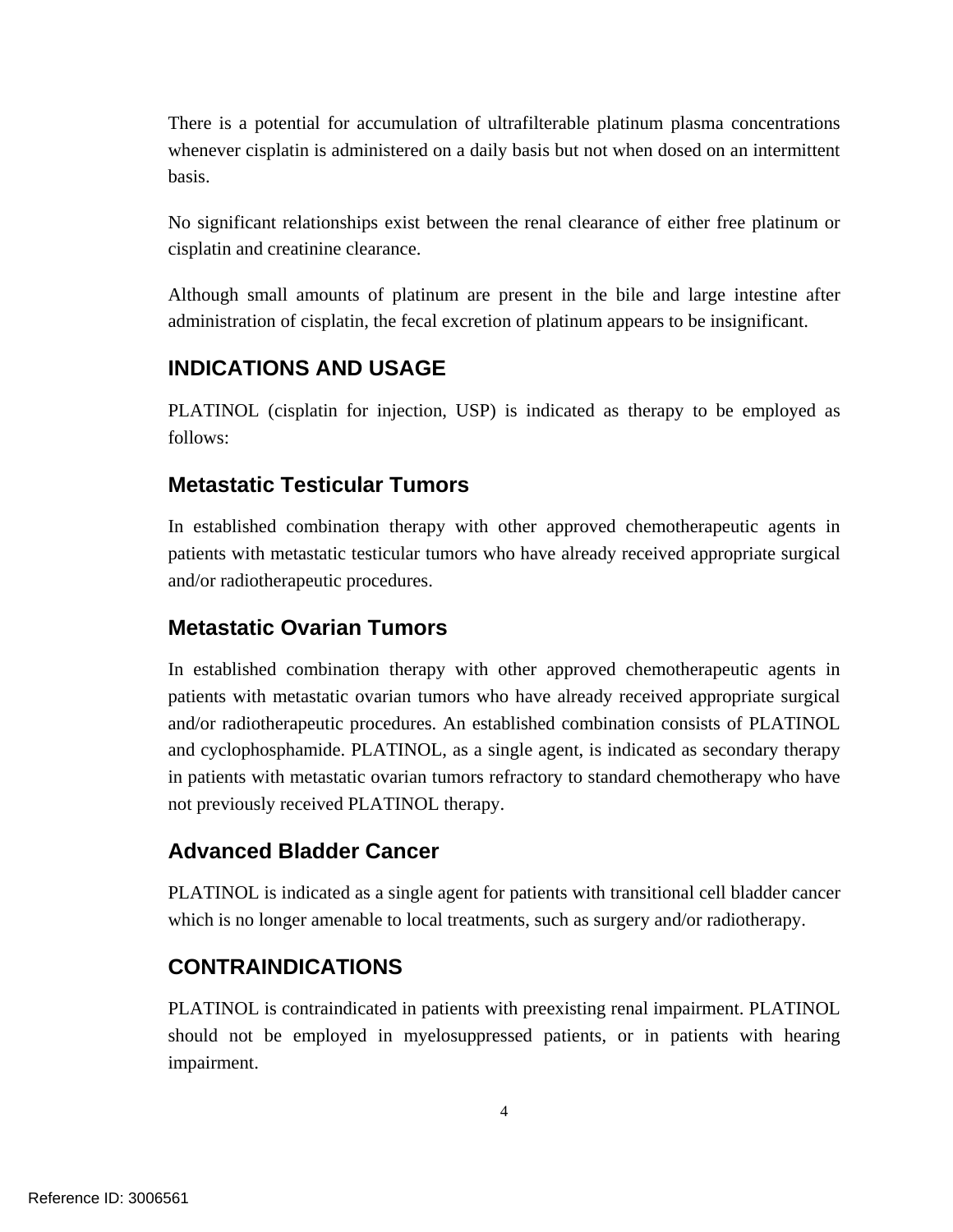There is a potential for accumulation of ultrafilterable platinum plasma concentrations whenever cisplatin is administered on a daily basis but not when dosed on an intermittent basis.

No significant relationships exist between the renal clearance of either free platinum or cisplatin and creatinine clearance.

Although small amounts of platinum are present in the bile and large intestine after administration of cisplatin, the fecal excretion of platinum appears to be insignificant.

## INDICATIONS AND USAGE

PLATINOL (cisplatin for injection, USP) is indicated as therapy to be employed as follows:

### Metastatic Testicular Tumors

In established combination therapy with other approved chemotherapeutic agents in patients with metastatic testicular tumors who have already received appropriate surgical and/or radiotherapeutic procedures.

### Metastatic Ovarian Tumors

In established combination therapy with other approved chemotherapeutic agents in patients with metastatic ovarian tumors who have already received appropriate surgical and/or radiotherapeutic procedures. An established combination consists of PLATINOL and cyclophosphamide. PLATINOL, as a single agent, is indicated as secondary therapy in patients with metastatic ovarian tumors refractory to standard chemotherapy who have not previously received PLATINOL therapy.

### Advanced Bladder Cancer

PLATINOL is indicated as a single agent for patients with transitional cell bladder cancer which is no longer amenable to local treatments, such as surgery and/or radiotherapy.

## CONTRAINDICATIONS

PLATINOL is contraindicated in patients with preexisting renal impairment. PLATINOL should not be employed in myelosuppressed patients, or in patients with hearing impairment.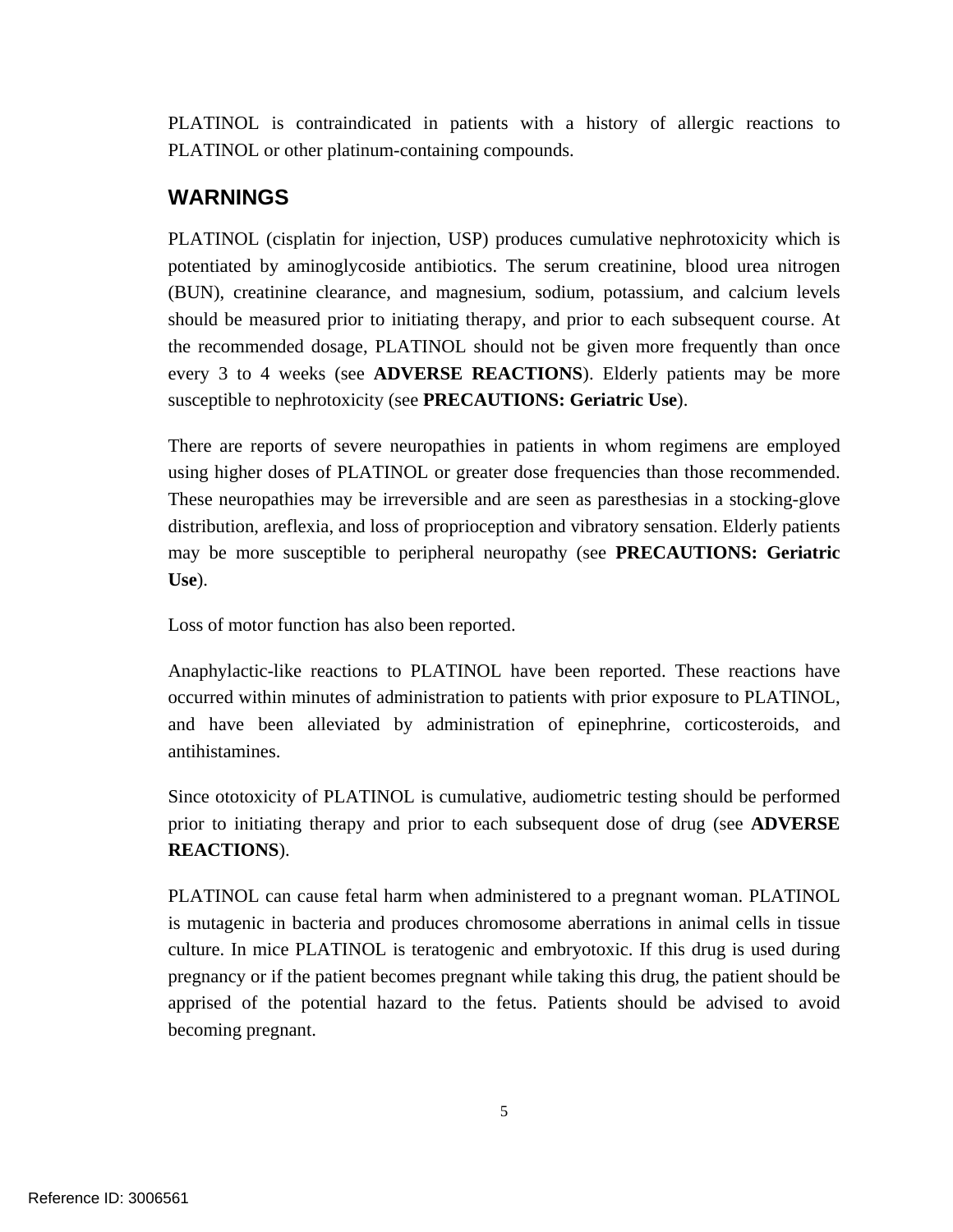PLATINOL is contraindicated in patients with a history of allergic reactions to PLATINOL or other platinum-containing compounds.

## WARNINGS

PLATINOL (cisplatin for injection, USP) produces cumulative nephrotoxicity which is potentiated by aminoglycoside antibiotics. The serum creatinine, blood urea nitrogen (BUN), creatinine clearance, and magnesium, sodium, potassium, and calcium levels should be measured prior to initiating therapy, and prior to each subsequent course. At the recommended dosage, PLATINOL should not be given more frequently than once every 3 to 4 weeks (see **ADVERSE REACTIONS**). Elderly patients may be more susceptible to nephrotoxicity (see **PRECAUTIONS: Geriatric Use**).

There are reports of severe neuropathies in patients in whom regimens are employed using higher doses of PLATINOL or greater dose frequencies than those recommended. These neuropathies may be irreversible and are seen as paresthesias in a stocking-glove distribution, areflexia, and loss of proprioception and vibratory sensation. Elderly patients may be more susceptible to peripheral neuropathy (see **PRECAUTIONS: Geriatric Use**).

Loss of motor function has also been reported.

Anaphylactic-like reactions to PLATINOL have been reported. These reactions have occurred within minutes of administration to patients with prior exposure to PLATINOL, and have been alleviated by administration of epinephrine, corticosteroids, and antihistamines.

Since ototoxicity of PLATINOL is cumulative, audiometric testing should be performed prior to initiating therapy and prior to each subsequent dose of drug (see **ADVERSE REACTIONS**).

PLATINOL can cause fetal harm when administered to a pregnant woman. PLATINOL is mutagenic in bacteria and produces chromosome aberrations in animal cells in tissue culture. In mice PLATINOL is teratogenic and embryotoxic. If this drug is used during pregnancy or if the patient becomes pregnant while taking this drug, the patient should be apprised of the potential hazard to the fetus. Patients should be advised to avoid becoming pregnant.

Reference ID: 3006561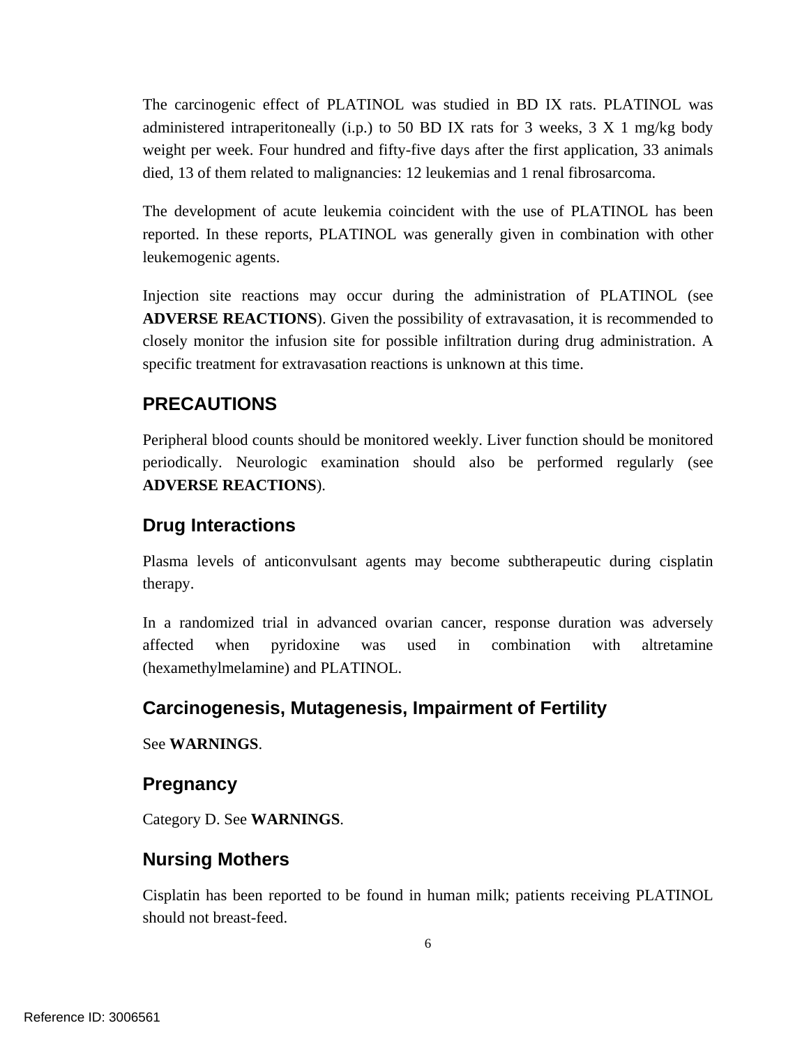The carcinogenic effect of PLATINOL was studied in BD IX rats. PLATINOL was administered intraperitoneally (i.p.) to 50 BD IX rats for 3 weeks, 3 X 1 mg/kg body weight per week. Four hundred and fifty-five days after the first application, 33 animals died, 13 of them related to malignancies: 12 leukemias and 1 renal fibrosarcoma.

The development of acute leukemia coincident with the use of PLATINOL has been reported. In these reports, PLATINOL was generally given in combination with other leukemogenic agents.

Injection site reactions may occur during the administration of PLATINOL (see **ADVERSE REACTIONS**). Given the possibility of extravasation, it is recommended to closely monitor the infusion site for possible infiltration during drug administration. A specific treatment for extravasation reactions is unknown at this time.

## PRECAUTIONS

Peripheral blood counts should be monitored weekly. Liver function should be monitored periodically. Neurologic examination should also be performed regularly (see **ADVERSE REACTIONS**).

### Drug Interactions

Plasma levels of anticonvulsant agents may become subtherapeutic during cisplatin therapy.

In a randomized trial in advanced ovarian cancer, response duration was adversely affected when pyridoxine was used in combination with altretamine (hexamethylmelamine) and PLATINOL.

### Carcinogenesis, Mutagenesis, Impairment of Fertility

See **WARNINGS**.

### Pregnancy

Category D. See **WARNINGS**.

### Nursing Mothers

Cisplatin has been reported to be found in human milk; patients receiving PLATINOL should not breast-feed.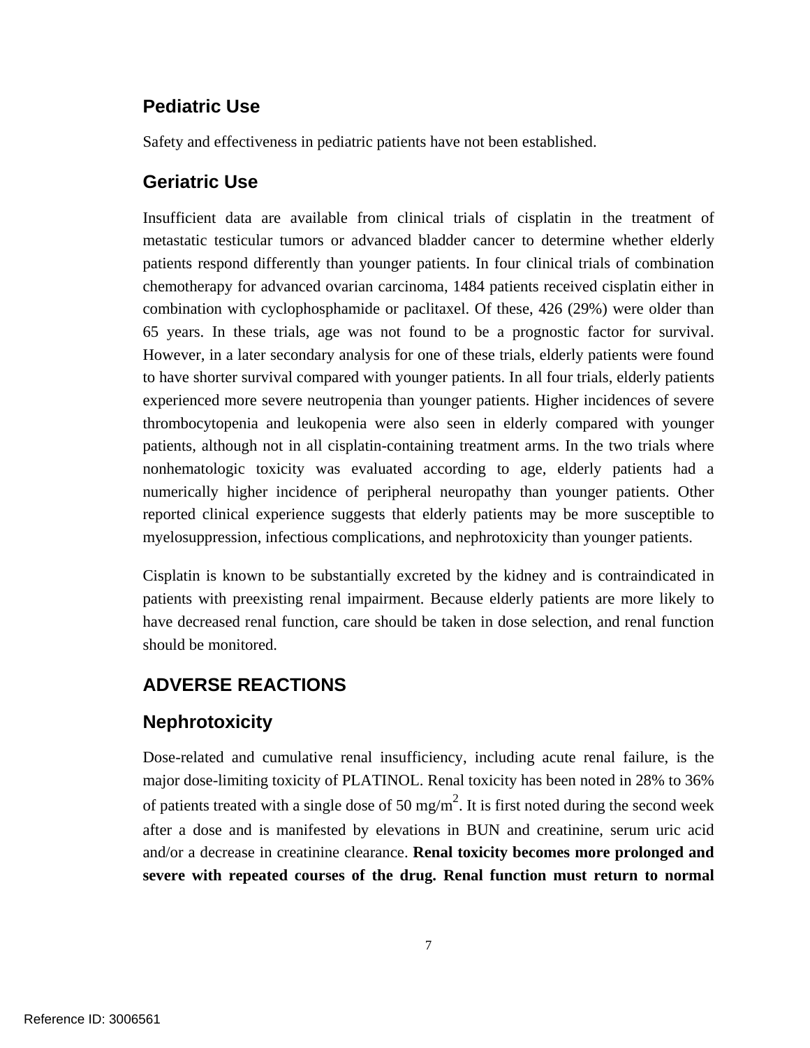## Pediatric Use

Safety and effectiveness in pediatric patients have not been established.

## Geriatric Use

Insufficient data are available from clinical trials of cisplatin in the treatment of metastatic testicular tumors or advanced bladder cancer to determine whether elderly patients respond differently than younger patients. In four clinical trials of combination chemotherapy for advanced ovarian carcinoma, 1484 patients received cisplatin either in combination with cyclophosphamide or paclitaxel. Of these, 426 (29%) were older than 65 years. In these trials, age was not found to be a prognostic factor for survival. However, in a later secondary analysis for one of these trials, elderly patients were found to have shorter survival compared with younger patients. In all four trials, elderly patients experienced more severe neutropenia than younger patients. Higher incidences of severe thrombocytopenia and leukopenia were also seen in elderly compared with younger patients, although not in all cisplatin-containing treatment arms. In the two trials where nonhematologic toxicity was evaluated according to age, elderly patients had a numerically higher incidence of peripheral neuropathy than younger patients. Other reported clinical experience suggests that elderly patients may be more susceptible to myelosuppression, infectious complications, and nephrotoxicity than younger patients.

Cisplatin is known to be substantially excreted by the kidney and is contraindicated in patients with preexisting renal impairment. Because elderly patients are more likely to have decreased renal function, care should be taken in dose selection, and renal function should be monitored.

# ADVERSE REACTIONS

## Nephrotoxicity

Dose-related and cumulative renal insufficiency, including acute renal failure, is the major dose-limiting toxicity of PLATINOL. Renal toxicity has been noted in 28% to 36% of patients treated with a single dose of 50 mg/m$^2$. It is first noted during the second week after a dose and is manifested by elevations in BUN and creatinine, serum uric acid and/or a decrease in creatinine clearance. **Renal toxicity becomes more prolonged and severe with repeated courses of the drug. Renal function must return to normal**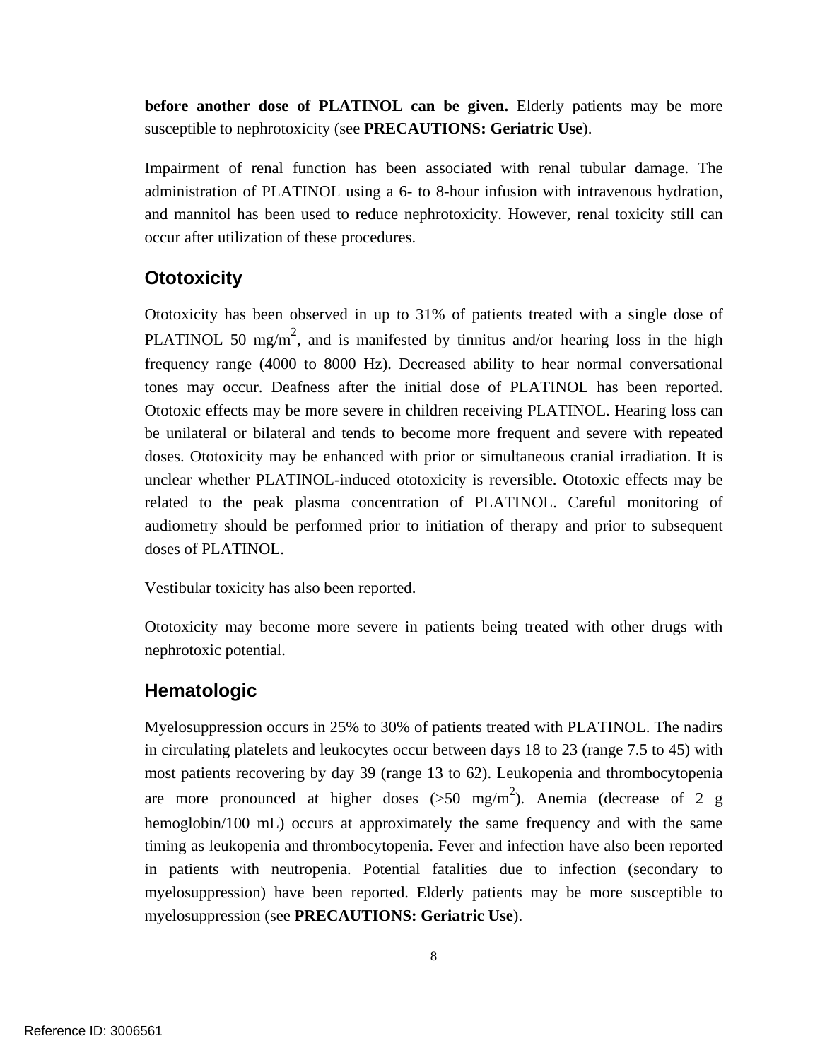**before another dose of PLATINOL can be given.** Elderly patients may be more susceptible to nephrotoxicity (see **PRECAUTIONS: Geriatric Use**).

Impairment of renal function has been associated with renal tubular damage. The administration of PLATINOL using a 6- to 8-hour infusion with intravenous hydration, and mannitol has been used to reduce nephrotoxicity. However, renal toxicity still can occur after utilization of these procedures.

## Ototoxicity

Ototoxicity has been observed in up to 31% of patients treated with a single dose of PLATINOL 50 mg/m$^2$, and is manifested by tinnitus and/or hearing loss in the high frequency range (4000 to 8000 Hz). Decreased ability to hear normal conversational tones may occur. Deafness after the initial dose of PLATINOL has been reported. Ototoxic effects may be more severe in children receiving PLATINOL. Hearing loss can be unilateral or bilateral and tends to become more frequent and severe with repeated doses. Ototoxicity may be enhanced with prior or simultaneous cranial irradiation. It is unclear whether PLATINOL-induced ototoxicity is reversible. Ototoxic effects may be related to the peak plasma concentration of PLATINOL. Careful monitoring of audiometry should be performed prior to initiation of therapy and prior to subsequent doses of PLATINOL.

Vestibular toxicity has also been reported.

Ototoxicity may become more severe in patients being treated with other drugs with nephrotoxic potential.

## Hematologic

Myelosuppression occurs in 25% to 30% of patients treated with PLATINOL. The nadirs in circulating platelets and leukocytes occur between days 18 to 23 (range 7.5 to 45) with most patients recovering by day 39 (range 13 to 62). Leukopenia and thrombocytopenia are more pronounced at higher doses (>50 mg/m$^2$). Anemia (decrease of 2 g hemoglobin/100 mL) occurs at approximately the same frequency and with the same timing as leukopenia and thrombocytopenia. Fever and infection have also been reported in patients with neutropenia. Potential fatalities due to infection (secondary to myelosuppression) have been reported. Elderly patients may be more susceptible to myelosuppression (see **PRECAUTIONS: Geriatric Use**).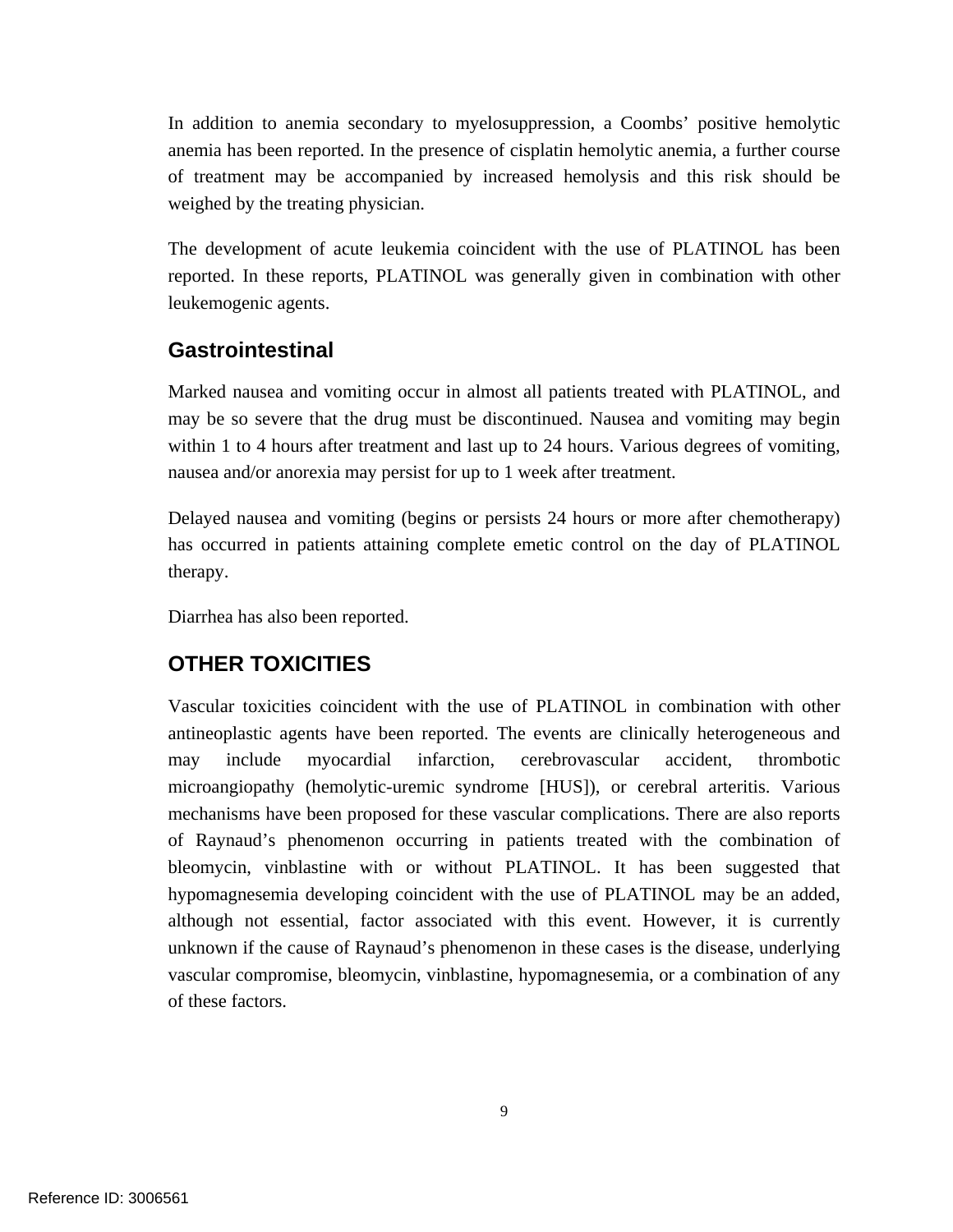In addition to anemia secondary to myelosuppression, a Coombs' positive hemolytic anemia has been reported. In the presence of cisplatin hemolytic anemia, a further course of treatment may be accompanied by increased hemolysis and this risk should be weighed by the treating physician.

The development of acute leukemia coincident with the use of PLATINOL has been reported. In these reports, PLATINOL was generally given in combination with other leukemogenic agents.

## Gastrointestinal

Marked nausea and vomiting occur in almost all patients treated with PLATINOL, and may be so severe that the drug must be discontinued. Nausea and vomiting may begin within 1 to 4 hours after treatment and last up to 24 hours. Various degrees of vomiting, nausea and/or anorexia may persist for up to 1 week after treatment.

Delayed nausea and vomiting (begins or persists 24 hours or more after chemotherapy) has occurred in patients attaining complete emetic control on the day of PLATINOL therapy.

Diarrhea has also been reported.

## OTHER TOXICITIES

Vascular toxicities coincident with the use of PLATINOL in combination with other antineoplastic agents have been reported. The events are clinically heterogeneous and may include myocardial infarction, cerebrovascular accident, thrombotic microangiopathy (hemolytic-uremic syndrome [HUS]), or cerebral arteritis. Various mechanisms have been proposed for these vascular complications. There are also reports of Raynaud's phenomenon occurring in patients treated with the combination of bleomycin, vinblastine with or without PLATINOL. It has been suggested that hypomagnesemia developing coincident with the use of PLATINOL may be an added, although not essential, factor associated with this event. However, it is currently unknown if the cause of Raynaud's phenomenon in these cases is the disease, underlying vascular compromise, bleomycin, vinblastine, hypomagnesemia, or a combination of any of these factors.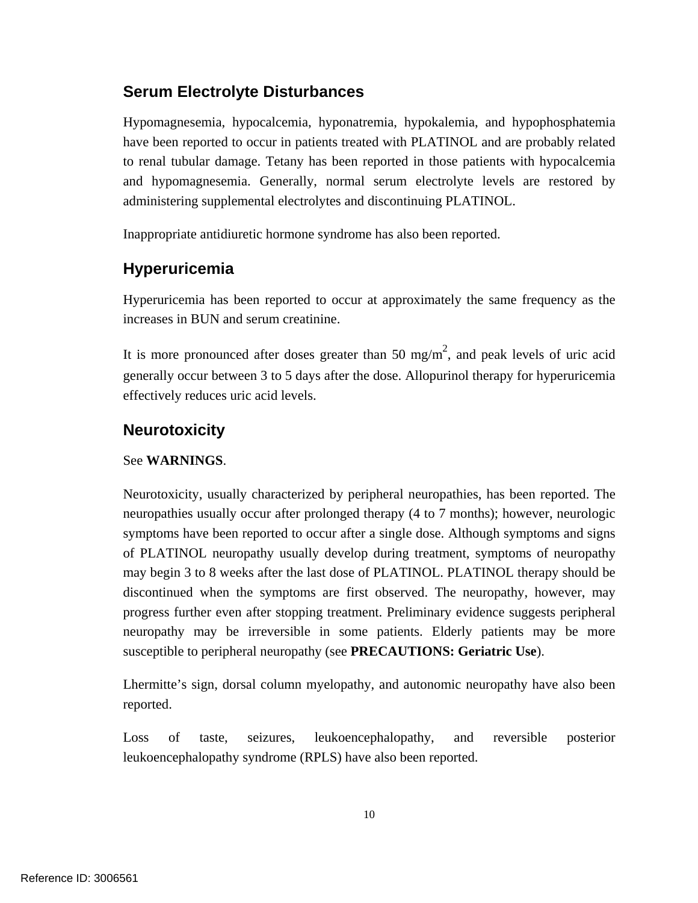## Serum Electrolyte Disturbances

Hypomagnesemia, hypocalcemia, hyponatremia, hypokalemia, and hypophosphatemia have been reported to occur in patients treated with PLATINOL and are probably related to renal tubular damage. Tetany has been reported in those patients with hypocalcemia and hypomagnesemia. Generally, normal serum electrolyte levels are restored by administering supplemental electrolytes and discontinuing PLATINOL.

Inappropriate antidiuretic hormone syndrome has also been reported.

## Hyperuricemia

Hyperuricemia has been reported to occur at approximately the same frequency as the increases in BUN and serum creatinine.

It is more pronounced after doses greater than 50 $mg/m^2$, and peak levels of uric acid generally occur between 3 to 5 days after the dose. Allopurinol therapy for hyperuricemia effectively reduces uric acid levels.

## Neurotoxicity

See **WARNINGS**.

Neurotoxicity, usually characterized by peripheral neuropathies, has been reported. The neuropathies usually occur after prolonged therapy (4 to 7 months); however, neurologic symptoms have been reported to occur after a single dose. Although symptoms and signs of PLATINOL neuropathy usually develop during treatment, symptoms of neuropathy may begin 3 to 8 weeks after the last dose of PLATINOL. PLATINOL therapy should be discontinued when the symptoms are first observed. The neuropathy, however, may progress further even after stopping treatment. Preliminary evidence suggests peripheral neuropathy may be irreversible in some patients. Elderly patients may be more susceptible to peripheral neuropathy (see **PRECAUTIONS: Geriatric Use**).

Lhermitte's sign, dorsal column myelopathy, and autonomic neuropathy have also been reported.

Loss of taste, seizures, leukoencephalopathy, and reversible posterior leukoencephalopathy syndrome (RPLS) have also been reported.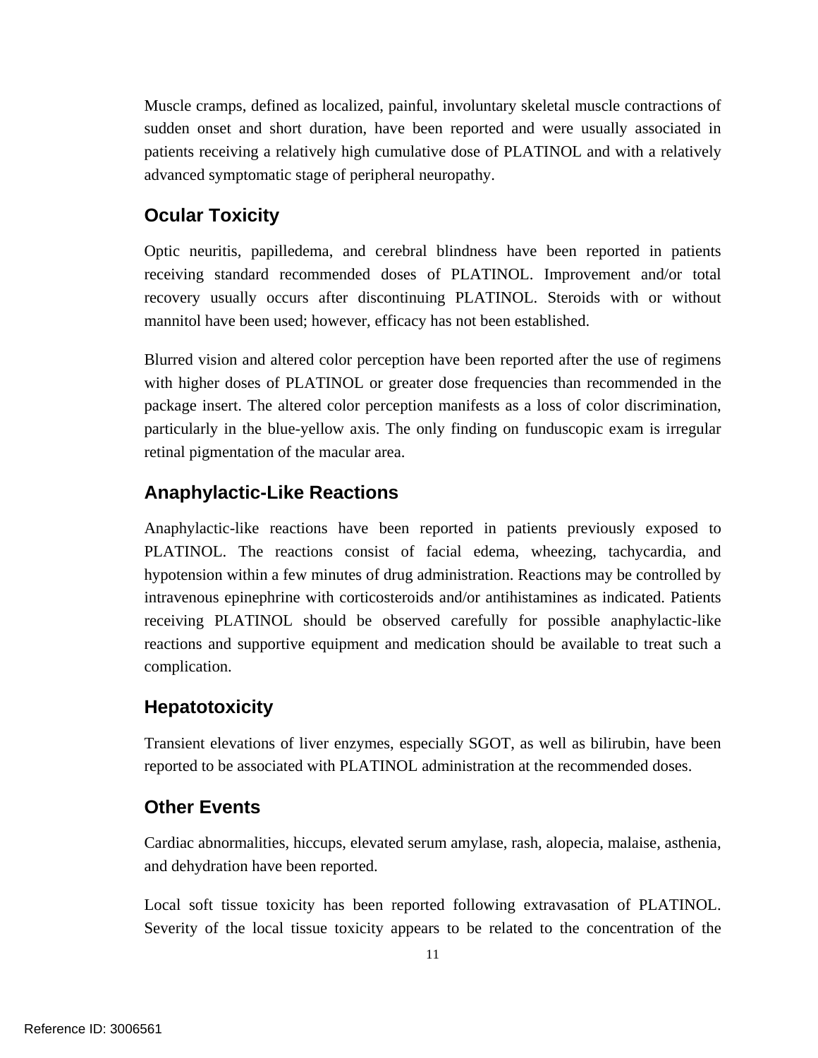Muscle cramps, defined as localized, painful, involuntary skeletal muscle contractions of sudden onset and short duration, have been reported and were usually associated in patients receiving a relatively high cumulative dose of PLATINOL and with a relatively advanced symptomatic stage of peripheral neuropathy.

## Ocular Toxicity

Optic neuritis, papilledema, and cerebral blindness have been reported in patients receiving standard recommended doses of PLATINOL. Improvement and/or total recovery usually occurs after discontinuing PLATINOL. Steroids with or without mannitol have been used; however, efficacy has not been established.

Blurred vision and altered color perception have been reported after the use of regimens with higher doses of PLATINOL or greater dose frequencies than recommended in the package insert. The altered color perception manifests as a loss of color discrimination, particularly in the blue-yellow axis. The only finding on funduscopic exam is irregular retinal pigmentation of the macular area.

## Anaphylactic-Like Reactions

Anaphylactic-like reactions have been reported in patients previously exposed to PLATINOL. The reactions consist of facial edema, wheezing, tachycardia, and hypotension within a few minutes of drug administration. Reactions may be controlled by intravenous epinephrine with corticosteroids and/or antihistamines as indicated. Patients receiving PLATINOL should be observed carefully for possible anaphylactic-like reactions and supportive equipment and medication should be available to treat such a complication.

## Hepatotoxicity

Transient elevations of liver enzymes, especially SGOT, as well as bilirubin, have been reported to be associated with PLATINOL administration at the recommended doses.

## Other Events

Cardiac abnormalities, hiccups, elevated serum amylase, rash, alopecia, malaise, asthenia, and dehydration have been reported.

Local soft tissue toxicity has been reported following extravasation of PLATINOL. Severity of the local tissue toxicity appears to be related to the concentration of the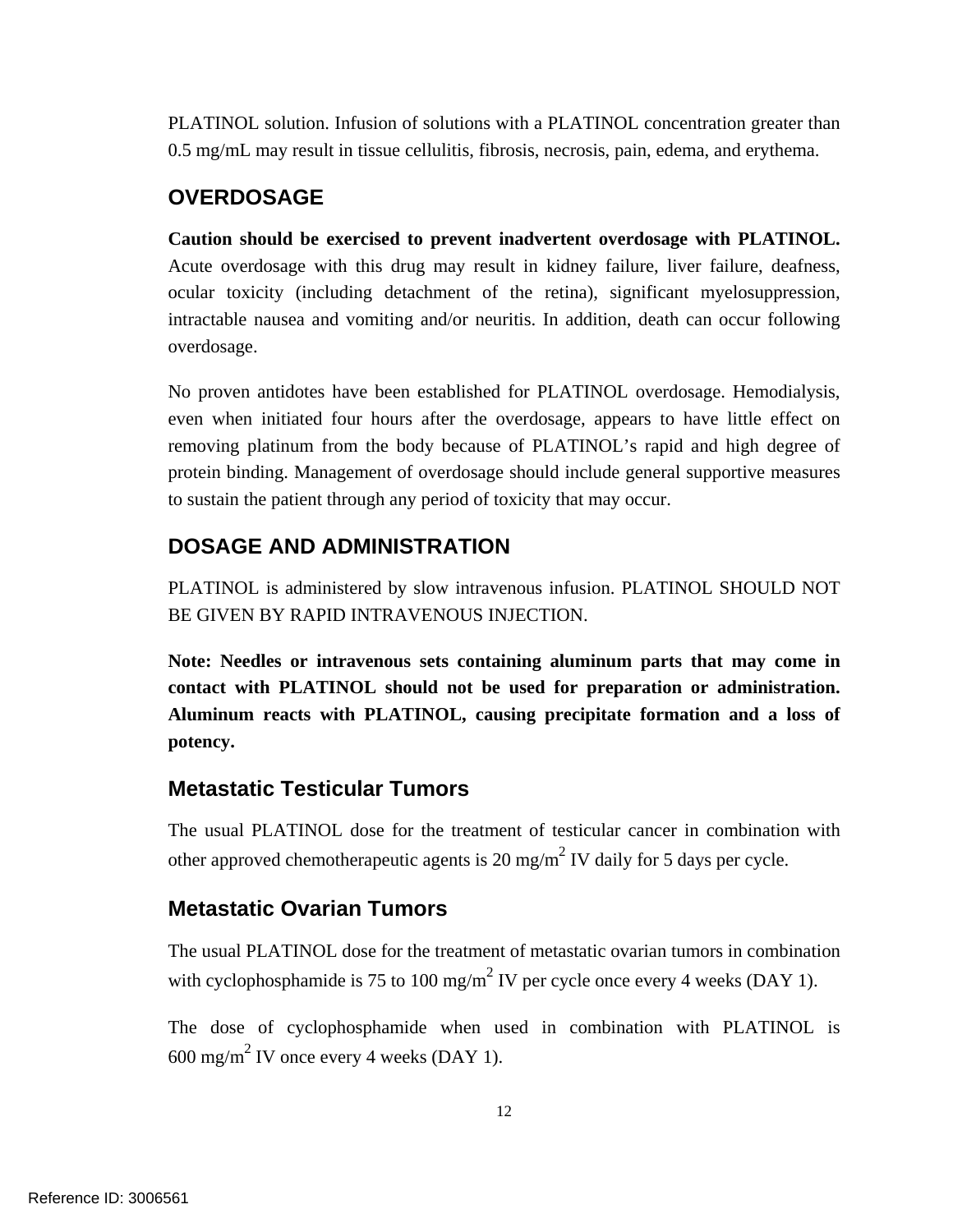PLATINOL solution. Infusion of solutions with a PLATINOL concentration greater than 0.5 mg/mL may result in tissue cellulitis, fibrosis, necrosis, pain, edema, and erythema.

## OVERDOSAGE

**Caution should be exercised to prevent inadvertent overdosage with PLATINOL.** Acute overdosage with this drug may result in kidney failure, liver failure, deafness, ocular toxicity (including detachment of the retina), significant myelosuppression, intractable nausea and vomiting and/or neuritis. In addition, death can occur following overdosage.

No proven antidotes have been established for PLATINOL overdosage. Hemodialysis, even when initiated four hours after the overdosage, appears to have little effect on removing platinum from the body because of PLATINOL's rapid and high degree of protein binding. Management of overdosage should include general supportive measures to sustain the patient through any period of toxicity that may occur.

## DOSAGE AND ADMINISTRATION

PLATINOL is administered by slow intravenous infusion. PLATINOL SHOULD NOT BE GIVEN BY RAPID INTRAVENOUS INJECTION.

**Note: Needles or intravenous sets containing aluminum parts that may come in contact with PLATINOL should not be used for preparation or administration. Aluminum reacts with PLATINOL, causing precipitate formation and a loss of potency.**

### Metastatic Testicular Tumors

The usual PLATINOL dose for the treatment of testicular cancer in combination with other approved chemotherapeutic agents is 20 mg/$m^2$ IV daily for 5 days per cycle.

### Metastatic Ovarian Tumors

The usual PLATINOL dose for the treatment of metastatic ovarian tumors in combination with cyclophosphamide is 75 to 100 mg/$m^2$ IV per cycle once every 4 weeks (DAY 1).

The dose of cyclophosphamide when used in combination with PLATINOL is 600 mg/$m^2$ IV once every 4 weeks (DAY 1).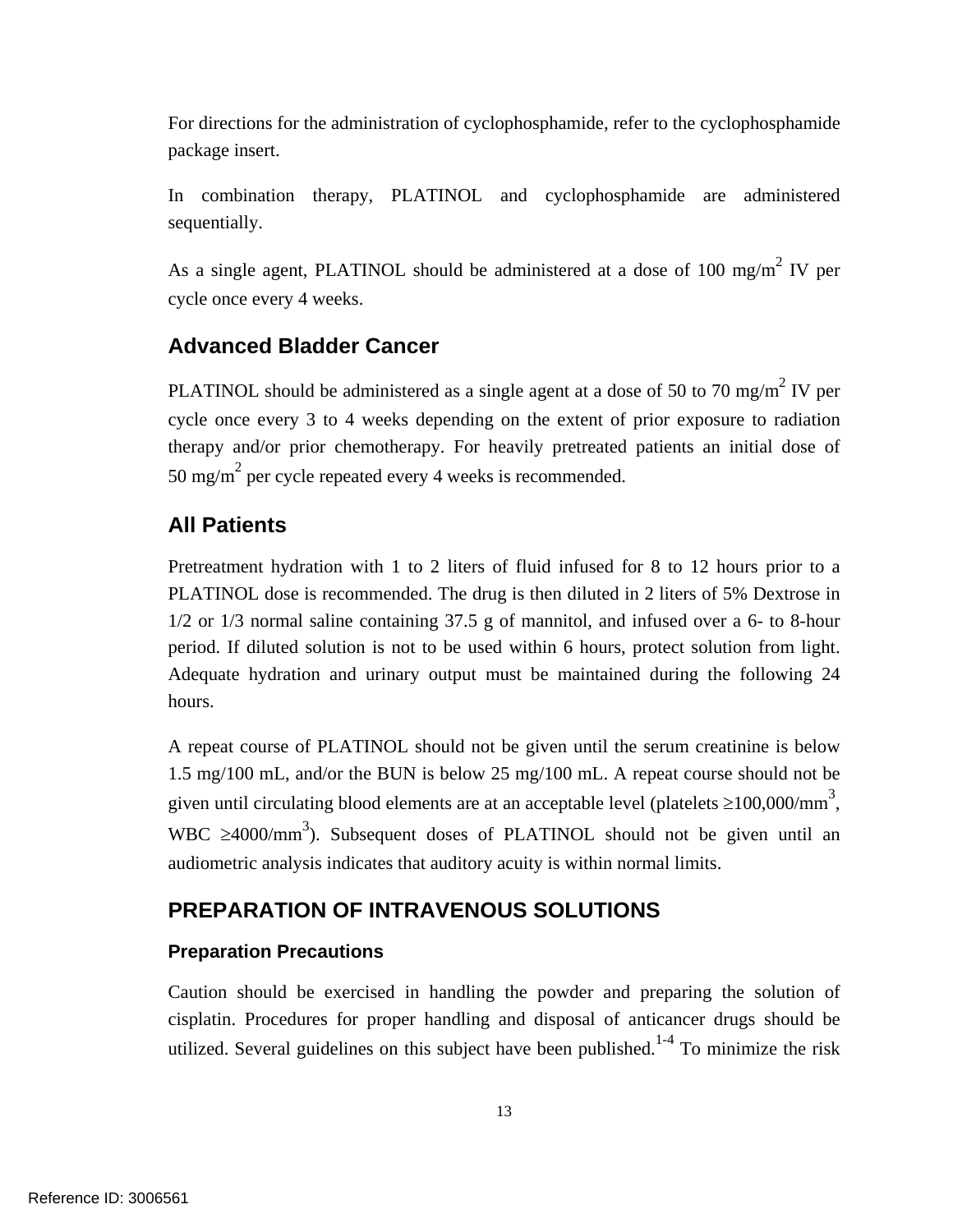For directions for the administration of cyclophosphamide, refer to the cyclophosphamide package insert.

In combination therapy, PLATINOL and cyclophosphamide are administered sequentially.

As a single agent, PLATINOL should be administered at a dose of 100 mg/m$^2$ IV per cycle once every 4 weeks.

## Advanced Bladder Cancer

PLATINOL should be administered as a single agent at a dose of 50 to 70 mg/m$^2$ IV per cycle once every 3 to 4 weeks depending on the extent of prior exposure to radiation therapy and/or prior chemotherapy. For heavily pretreated patients an initial dose of 50 mg/m$^2$ per cycle repeated every 4 weeks is recommended.

## All Patients

Pretreatment hydration with 1 to 2 liters of fluid infused for 8 to 12 hours prior to a PLATINOL dose is recommended. The drug is then diluted in 2 liters of 5% Dextrose in 1/2 or 1/3 normal saline containing 37.5 g of mannitol, and infused over a 6- to 8-hour period. If diluted solution is not to be used within 6 hours, protect solution from light. Adequate hydration and urinary output must be maintained during the following 24 hours.

A repeat course of PLATINOL should not be given until the serum creatinine is below 1.5 mg/100 mL, and/or the BUN is below 25 mg/100 mL. A repeat course should not be given until circulating blood elements are at an acceptable level (platelets ≥100,000/mm$^3$, WBC ≥4000/mm$^3$). Subsequent doses of PLATINOL should not be given until an audiometric analysis indicates that auditory acuity is within normal limits.

## PREPARATION OF INTRAVENOUS SOLUTIONS

### Preparation Precautions

Caution should be exercised in handling the powder and preparing the solution of cisplatin. Procedures for proper handling and disposal of anticancer drugs should be utilized. Several guidelines on this subject have been published.[1-4] To minimize the risk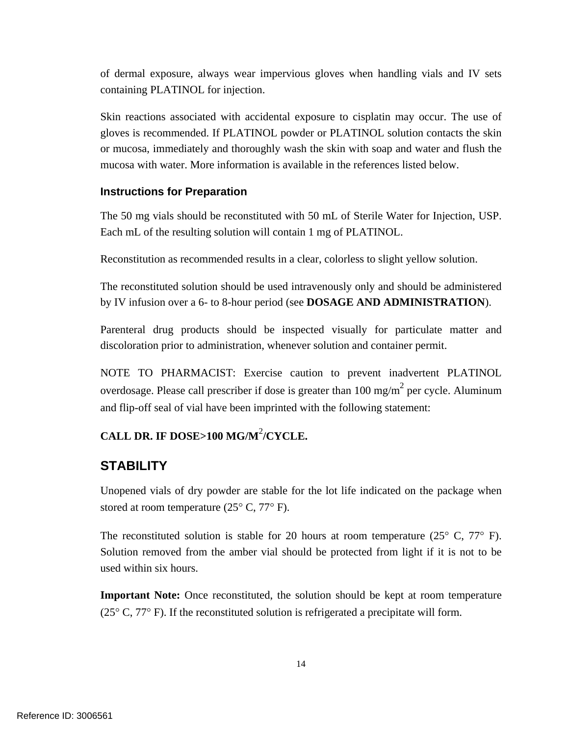of dermal exposure, always wear impervious gloves when handling vials and IV sets containing PLATINOL for injection.

Skin reactions associated with accidental exposure to cisplatin may occur. The use of gloves is recommended. If PLATINOL powder or PLATINOL solution contacts the skin or mucosa, immediately and thoroughly wash the skin with soap and water and flush the mucosa with water. More information is available in the references listed below.

### Instructions for Preparation

The 50 mg vials should be reconstituted with 50 mL of Sterile Water for Injection, USP. Each mL of the resulting solution will contain 1 mg of PLATINOL.

Reconstitution as recommended results in a clear, colorless to slight yellow solution.

The reconstituted solution should be used intravenously only and should be administered by IV infusion over a 6- to 8-hour period (see **DOSAGE AND ADMINISTRATION**).

Parenteral drug products should be inspected visually for particulate matter and discoloration prior to administration, whenever solution and container permit.

NOTE TO PHARMACIST: Exercise caution to prevent inadvertent PLATINOL overdosage. Please call prescriber if dose is greater than 100 mg/$m^2$ per cycle. Aluminum and flip-off seal of vial have been imprinted with the following statement:

**CALL DR. IF DOSE>100 MG/$M^2$/CYCLE.**

## STABILITY

Unopened vials of dry powder are stable for the lot life indicated on the package when stored at room temperature (25° C, 77° F).

The reconstituted solution is stable for 20 hours at room temperature (25° C, 77° F). Solution removed from the amber vial should be protected from light if it is not to be used within six hours.

**Important Note:** Once reconstituted, the solution should be kept at room temperature (25° C, 77° F). If the reconstituted solution is refrigerated a precipitate will form.

Reference ID: 3006561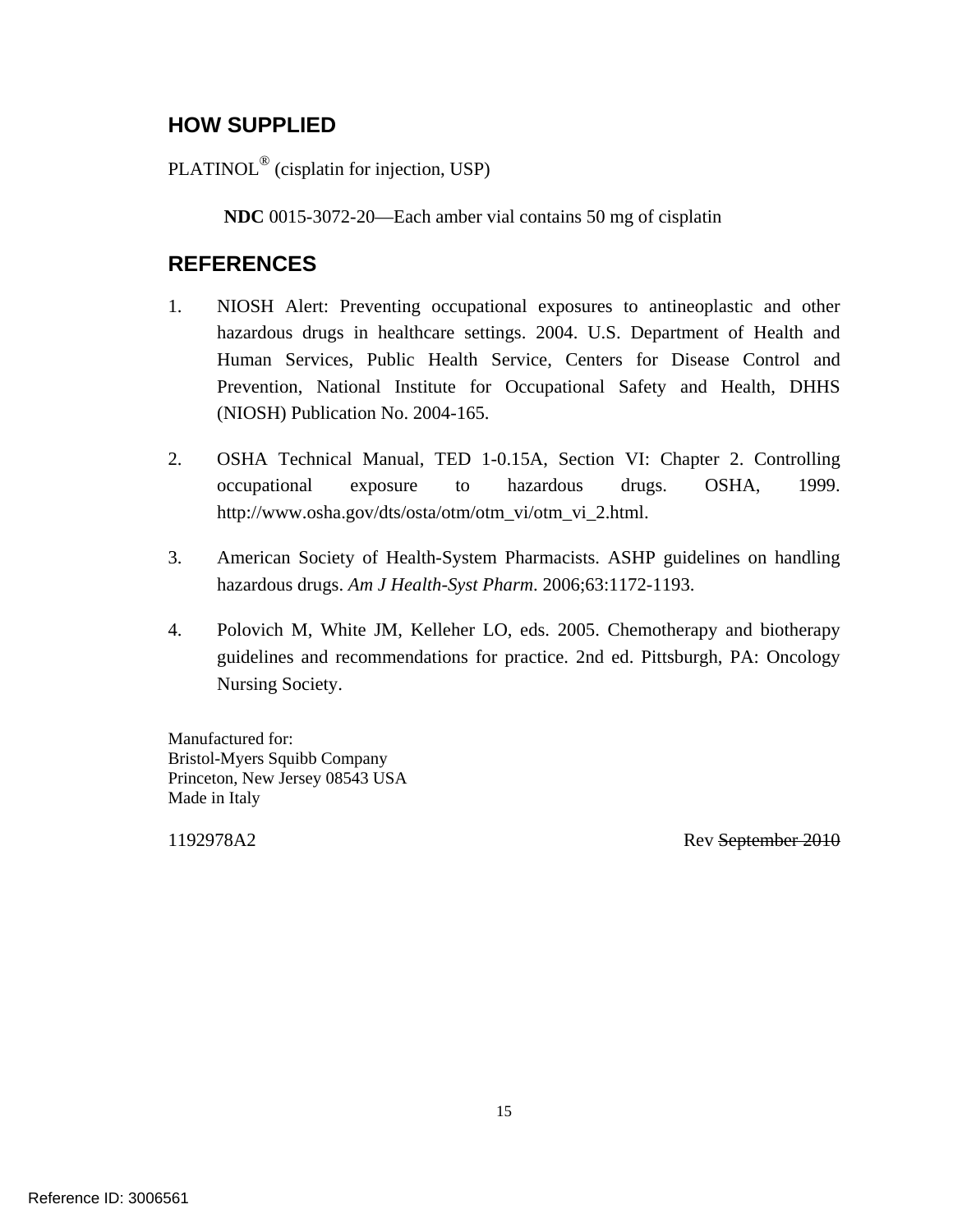## HOW SUPPLIED

PLATINOL® (cisplatin for injection, USP)

**NDC** 0015-3072-20—Each amber vial contains 50 mg of cisplatin

## REFERENCES

1. NIOSH Alert: Preventing occupational exposures to antineoplastic and other hazardous drugs in healthcare settings. 2004. U.S. Department of Health and Human Services, Public Health Service, Centers for Disease Control and Prevention, National Institute for Occupational Safety and Health, DHHS (NIOSH) Publication No. 2004-165.
2. OSHA Technical Manual, TED 1-0.15A, Section VI: Chapter 2. Controlling occupational exposure to hazardous drugs. OSHA, 1999. http://www.osha.gov/dts/osta/otm/otm_vi/otm_vi_2.html.
3. American Society of Health-System Pharmacists. ASHP guidelines on handling hazardous drugs. *Am J Health-Syst Pharm*. 2006;63:1172-1193.
4. Polovich M, White JM, Kelleher LO, eds. 2005. Chemotherapy and biotherapy guidelines and recommendations for practice. 2nd ed. Pittsburgh, PA: Oncology Nursing Society.

Manufactured for:
Bristol-Myers Squibb Company
Princeton, New Jersey 08543 USA
Made in Italy

1192978A2 Rev ~~September 2010~~

Reference ID: 3006561